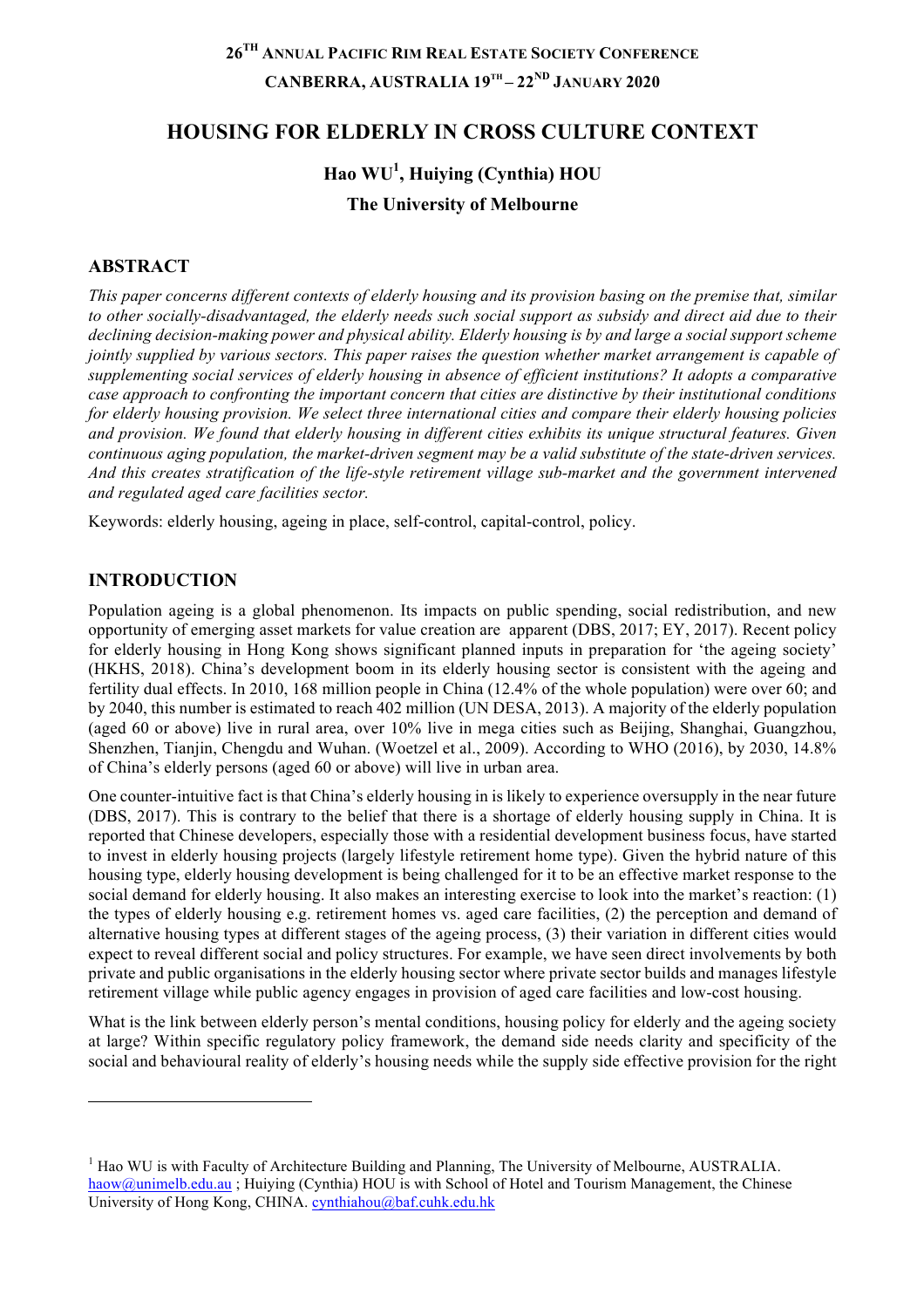**26[TH] ANNUAL PACIFIC RIM REAL ESTATE SOCIETY CONFERENCE**
**CANBERRA, AUSTRALIA 19[TH] – 22[ND] JANUARY 2020**

# HOUSING FOR ELDERLY IN CROSS CULTURE CONTEXT

**Hao WU[1], Huiying (Cynthia) HOU**

**The University of Melbourne**

## ABSTRACT

*This paper concerns different contexts of elderly housing and its provision basing on the premise that, similar to other socially-disadvantaged, the elderly needs such social support as subsidy and direct aid due to their declining decision-making power and physical ability. Elderly housing is by and large a social support scheme jointly supplied by various sectors. This paper raises the question whether market arrangement is capable of supplementing social services of elderly housing in absence of efficient institutions? It adopts a comparative case approach to confronting the important concern that cities are distinctive by their institutional conditions for elderly housing provision. We select three international cities and compare their elderly housing policies and provision. We found that elderly housing in different cities exhibits its unique structural features. Given continuous aging population, the market-driven segment may be a valid substitute of the state-driven services. And this creates stratification of the life-style retirement village sub-market and the government intervened and regulated aged care facilities sector.*

Keywords: elderly housing, ageing in place, self-control, capital-control, policy.

## INTRODUCTION

Population ageing is a global phenomenon. Its impacts on public spending, social redistribution, and new opportunity of emerging asset markets for value creation are apparent (DBS, 2017; EY, 2017). Recent policy for elderly housing in Hong Kong shows significant planned inputs in preparation for 'the ageing society' (HKHS, 2018). China's development boom in its elderly housing sector is consistent with the ageing and fertility dual effects. In 2010, 168 million people in China (12.4% of the whole population) were over 60; and by 2040, this number is estimated to reach 402 million (UN DESA, 2013). A majority of the elderly population (aged 60 or above) live in rural area, over 10% live in mega cities such as Beijing, Shanghai, Guangzhou, Shenzhen, Tianjin, Chengdu and Wuhan. (Woetzel et al., 2009). According to WHO (2016), by 2030, 14.8% of China's elderly persons (aged 60 or above) will live in urban area.

One counter-intuitive fact is that China's elderly housing in is likely to experience oversupply in the near future (DBS, 2017). This is contrary to the belief that there is a shortage of elderly housing supply in China. It is reported that Chinese developers, especially those with a residential development business focus, have started to invest in elderly housing projects (largely lifestyle retirement home type). Given the hybrid nature of this housing type, elderly housing development is being challenged for it to be an effective market response to the social demand for elderly housing. It also makes an interesting exercise to look into the market's reaction: (1) the types of elderly housing e.g. retirement homes vs. aged care facilities, (2) the perception and demand of alternative housing types at different stages of the ageing process, (3) their variation in different cities would expect to reveal different social and policy structures. For example, we have seen direct involvements by both private and public organisations in the elderly housing sector where private sector builds and manages lifestyle retirement village while public agency engages in provision of aged care facilities and low-cost housing.

What is the link between elderly person's mental conditions, housing policy for elderly and the ageing society at large? Within specific regulatory policy framework, the demand side needs clarity and specificity of the social and behavioural reality of elderly's housing needs while the supply side effective provision for the right

---

[1] Hao WU is with Faculty of Architecture Building and Planning, The University of Melbourne, AUSTRALIA. haow@unimelb.edu.au ; Huiying (Cynthia) HOU is with School of Hotel and Tourism Management, the Chinese University of Hong Kong, CHINA. cynthiahou@baf.cuhk.edu.hk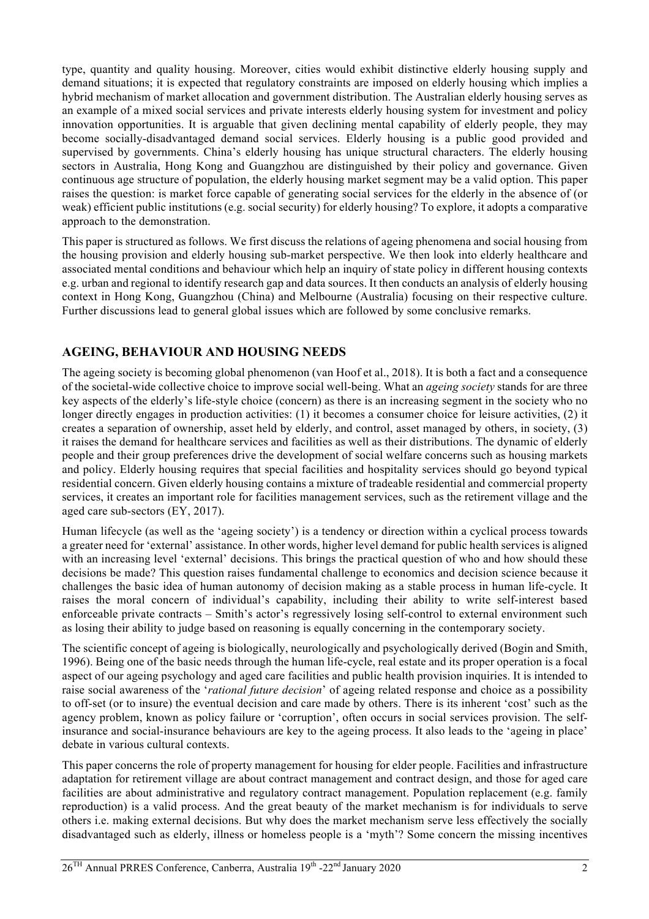type, quantity and quality housing. Moreover, cities would exhibit distinctive elderly housing supply and demand situations; it is expected that regulatory constraints are imposed on elderly housing which implies a hybrid mechanism of market allocation and government distribution. The Australian elderly housing serves as an example of a mixed social services and private interests elderly housing system for investment and policy innovation opportunities. It is arguable that given declining mental capability of elderly people, they may become socially-disadvantaged demand social services. Elderly housing is a public good provided and supervised by governments. China's elderly housing has unique structural characters. The elderly housing sectors in Australia, Hong Kong and Guangzhou are distinguished by their policy and governance. Given continuous age structure of population, the elderly housing market segment may be a valid option. This paper raises the question: is market force capable of generating social services for the elderly in the absence of (or weak) efficient public institutions (e.g. social security) for elderly housing? To explore, it adopts a comparative approach to the demonstration.

This paper is structured as follows. We first discuss the relations of ageing phenomena and social housing from the housing provision and elderly housing sub-market perspective. We then look into elderly healthcare and associated mental conditions and behaviour which help an inquiry of state policy in different housing contexts e.g. urban and regional to identify research gap and data sources. It then conducts an analysis of elderly housing context in Hong Kong, Guangzhou (China) and Melbourne (Australia) focusing on their respective culture. Further discussions lead to general global issues which are followed by some conclusive remarks.

## AGEING, BEHAVIOUR AND HOUSING NEEDS

The ageing society is becoming global phenomenon (van Hoof et al., 2018). It is both a fact and a consequence of the societal-wide collective choice to improve social well-being. What an *ageing society* stands for are three key aspects of the elderly's life-style choice (concern) as there is an increasing segment in the society who no longer directly engages in production activities: (1) it becomes a consumer choice for leisure activities, (2) it creates a separation of ownership, asset held by elderly, and control, asset managed by others, in society, (3) it raises the demand for healthcare services and facilities as well as their distributions. The dynamic of elderly people and their group preferences drive the development of social welfare concerns such as housing markets and policy. Elderly housing requires that special facilities and hospitality services should go beyond typical residential concern. Given elderly housing contains a mixture of tradeable residential and commercial property services, it creates an important role for facilities management services, such as the retirement village and the aged care sub-sectors (EY, 2017).

Human lifecycle (as well as the 'ageing society') is a tendency or direction within a cyclical process towards a greater need for 'external' assistance. In other words, higher level demand for public health services is aligned with an increasing level 'external' decisions. This brings the practical question of who and how should these decisions be made? This question raises fundamental challenge to economics and decision science because it challenges the basic idea of human autonomy of decision making as a stable process in human life-cycle. It raises the moral concern of individual's capability, including their ability to write self-interest based enforceable private contracts – Smith's actor's regressively losing self-control to external environment such as losing their ability to judge based on reasoning is equally concerning in the contemporary society.

The scientific concept of ageing is biologically, neurologically and psychologically derived (Bogin and Smith, 1996). Being one of the basic needs through the human life-cycle, real estate and its proper operation is a focal aspect of our ageing psychology and aged care facilities and public health provision inquiries. It is intended to raise social awareness of the '*rational future decision*' of ageing related response and choice as a possibility to off-set (or to insure) the eventual decision and care made by others. There is its inherent 'cost' such as the agency problem, known as policy failure or 'corruption', often occurs in social services provision. The self-insurance and social-insurance behaviours are key to the ageing process. It also leads to the 'ageing in place' debate in various cultural contexts.

This paper concerns the role of property management for housing for elder people. Facilities and infrastructure adaptation for retirement village are about contract management and contract design, and those for aged care facilities are about administrative and regulatory contract management. Population replacement (e.g. family reproduction) is a valid process. And the great beauty of the market mechanism is for individuals to serve others i.e. making external decisions. But why does the market mechanism serve less effectively the socially disadvantaged such as elderly, illness or homeless people is a 'myth'? Some concern the missing incentives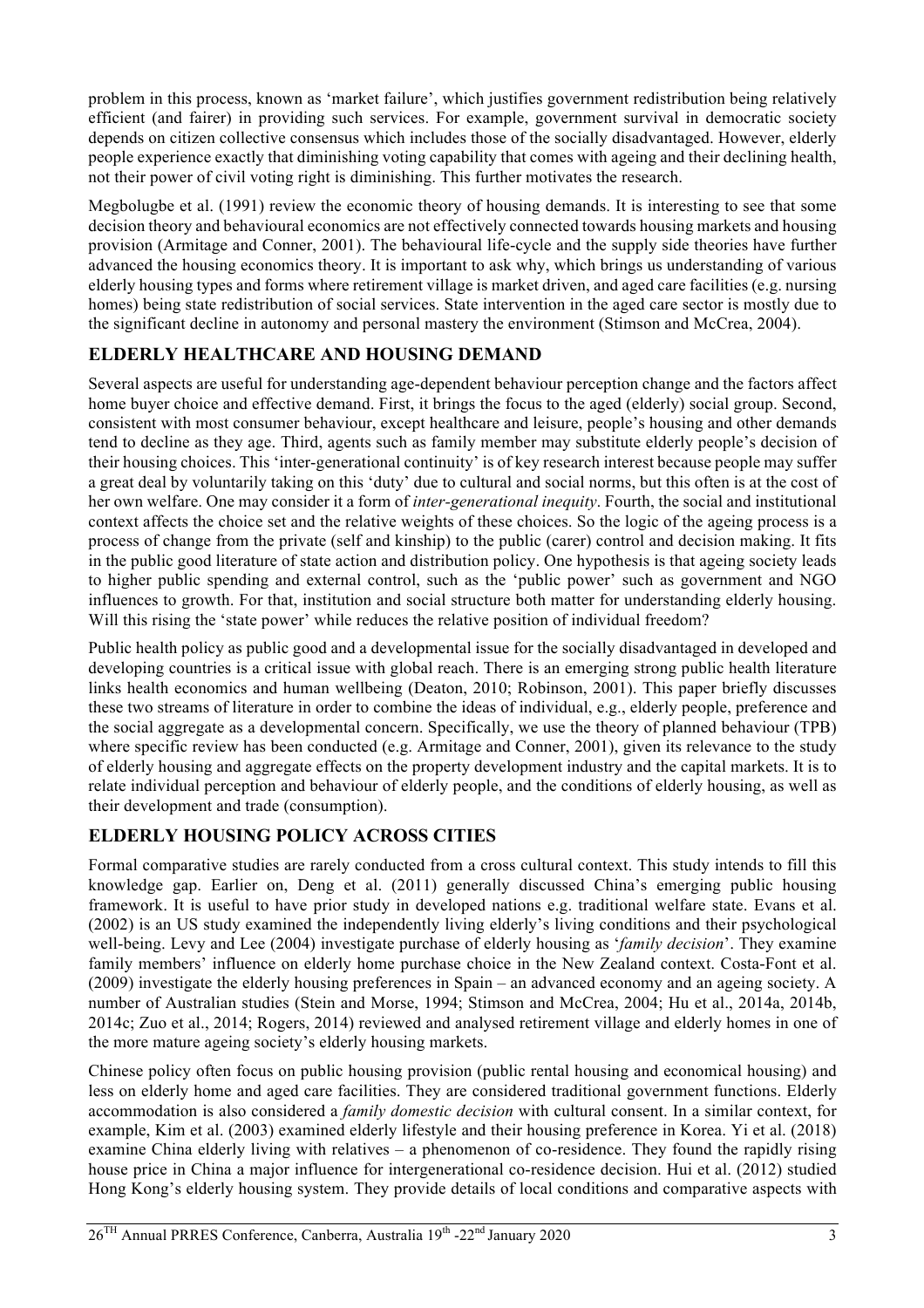problem in this process, known as 'market failure', which justifies government redistribution being relatively efficient (and fairer) in providing such services. For example, government survival in democratic society depends on citizen collective consensus which includes those of the socially disadvantaged. However, elderly people experience exactly that diminishing voting capability that comes with ageing and their declining health, not their power of civil voting right is diminishing. This further motivates the research.

Megbolugbe et al. (1991) review the economic theory of housing demands. It is interesting to see that some decision theory and behavioural economics are not effectively connected towards housing markets and housing provision (Armitage and Conner, 2001). The behavioural life-cycle and the supply side theories have further advanced the housing economics theory. It is important to ask why, which brings us understanding of various elderly housing types and forms where retirement village is market driven, and aged care facilities (e.g. nursing homes) being state redistribution of social services. State intervention in the aged care sector is mostly due to the significant decline in autonomy and personal mastery the environment (Stimson and McCrea, 2004).

## ELDERLY HEALTHCARE AND HOUSING DEMAND

Several aspects are useful for understanding age-dependent behaviour perception change and the factors affect home buyer choice and effective demand. First, it brings the focus to the aged (elderly) social group. Second, consistent with most consumer behaviour, except healthcare and leisure, people's housing and other demands tend to decline as they age. Third, agents such as family member may substitute elderly people's decision of their housing choices. This 'inter-generational continuity' is of key research interest because people may suffer a great deal by voluntarily taking on this 'duty' due to cultural and social norms, but this often is at the cost of her own welfare. One may consider it a form of *inter-generational inequity*. Fourth, the social and institutional context affects the choice set and the relative weights of these choices. So the logic of the ageing process is a process of change from the private (self and kinship) to the public (carer) control and decision making. It fits in the public good literature of state action and distribution policy. One hypothesis is that ageing society leads to higher public spending and external control, such as the 'public power' such as government and NGO influences to growth. For that, institution and social structure both matter for understanding elderly housing. Will this rising the 'state power' while reduces the relative position of individual freedom?

Public health policy as public good and a developmental issue for the socially disadvantaged in developed and developing countries is a critical issue with global reach. There is an emerging strong public health literature links health economics and human wellbeing (Deaton, 2010; Robinson, 2001). This paper briefly discusses these two streams of literature in order to combine the ideas of individual, e.g., elderly people, preference and the social aggregate as a developmental concern. Specifically, we use the theory of planned behaviour (TPB) where specific review has been conducted (e.g. Armitage and Conner, 2001), given its relevance to the study of elderly housing and aggregate effects on the property development industry and the capital markets. It is to relate individual perception and behaviour of elderly people, and the conditions of elderly housing, as well as their development and trade (consumption).

## ELDERLY HOUSING POLICY ACROSS CITIES

Formal comparative studies are rarely conducted from a cross cultural context. This study intends to fill this knowledge gap. Earlier on, Deng et al. (2011) generally discussed China's emerging public housing framework. It is useful to have prior study in developed nations e.g. traditional welfare state. Evans et al. (2002) is an US study examined the independently living elderly's living conditions and their psychological well-being. Levy and Lee (2004) investigate purchase of elderly housing as '*family decision*'. They examine family members' influence on elderly home purchase choice in the New Zealand context. Costa-Font et al. (2009) investigate the elderly housing preferences in Spain – an advanced economy and an ageing society. A number of Australian studies (Stein and Morse, 1994; Stimson and McCrea, 2004; Hu et al., 2014a, 2014b, 2014c; Zuo et al., 2014; Rogers, 2014) reviewed and analysed retirement village and elderly homes in one of the more mature ageing society's elderly housing markets.

Chinese policy often focus on public housing provision (public rental housing and economical housing) and less on elderly home and aged care facilities. They are considered traditional government functions. Elderly accommodation is also considered a *family domestic decision* with cultural consent. In a similar context, for example, Kim et al. (2003) examined elderly lifestyle and their housing preference in Korea. Yi et al. (2018) examine China elderly living with relatives – a phenomenon of co-residence. They found the rapidly rising house price in China a major influence for intergenerational co-residence decision. Hui et al. (2012) studied Hong Kong's elderly housing system. They provide details of local conditions and comparative aspects with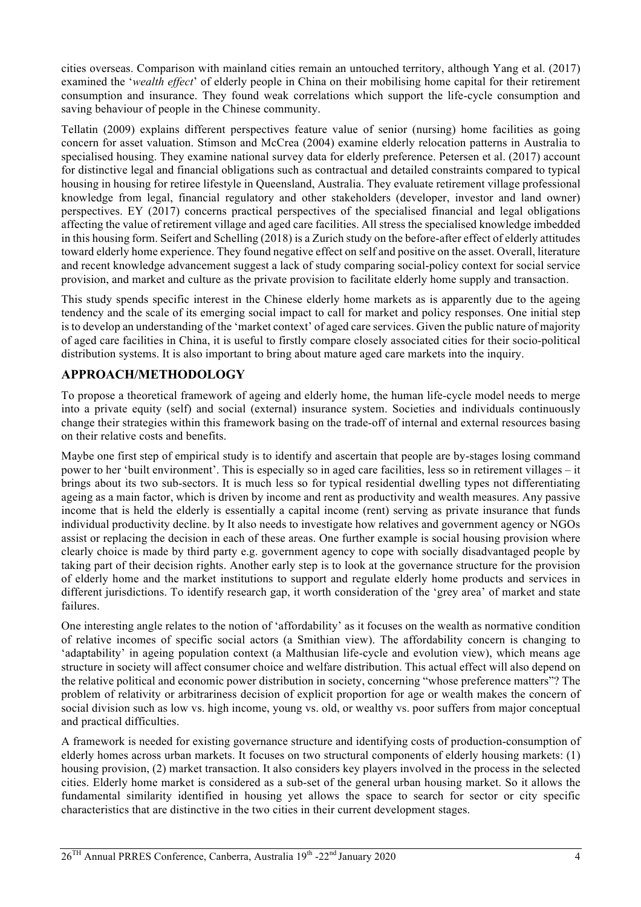cities overseas. Comparison with mainland cities remain an untouched territory, although Yang et al. (2017) examined the '*wealth effect*' of elderly people in China on their mobilising home capital for their retirement consumption and insurance. They found weak correlations which support the life-cycle consumption and saving behaviour of people in the Chinese community.

Tellatin (2009) explains different perspectives feature value of senior (nursing) home facilities as going concern for asset valuation. Stimson and McCrea (2004) examine elderly relocation patterns in Australia to specialised housing. They examine national survey data for elderly preference. Petersen et al. (2017) account for distinctive legal and financial obligations such as contractual and detailed constraints compared to typical housing in housing for retiree lifestyle in Queensland, Australia. They evaluate retirement village professional knowledge from legal, financial regulatory and other stakeholders (developer, investor and land owner) perspectives. EY (2017) concerns practical perspectives of the specialised financial and legal obligations affecting the value of retirement village and aged care facilities. All stress the specialised knowledge imbedded in this housing form. Seifert and Schelling (2018) is a Zurich study on the before-after effect of elderly attitudes toward elderly home experience. They found negative effect on self and positive on the asset. Overall, literature and recent knowledge advancement suggest a lack of study comparing social-policy context for social service provision, and market and culture as the private provision to facilitate elderly home supply and transaction.

This study spends specific interest in the Chinese elderly home markets as is apparently due to the ageing tendency and the scale of its emerging social impact to call for market and policy responses. One initial step is to develop an understanding of the 'market context' of aged care services. Given the public nature of majority of aged care facilities in China, it is useful to firstly compare closely associated cities for their socio-political distribution systems. It is also important to bring about mature aged care markets into the inquiry.

## APPROACH/METHODOLOGY

To propose a theoretical framework of ageing and elderly home, the human life-cycle model needs to merge into a private equity (self) and social (external) insurance system. Societies and individuals continuously change their strategies within this framework basing on the trade-off of internal and external resources basing on their relative costs and benefits.

Maybe one first step of empirical study is to identify and ascertain that people are by-stages losing command power to her 'built environment'. This is especially so in aged care facilities, less so in retirement villages – it brings about its two sub-sectors. It is much less so for typical residential dwelling types not differentiating ageing as a main factor, which is driven by income and rent as productivity and wealth measures. Any passive income that is held the elderly is essentially a capital income (rent) serving as private insurance that funds individual productivity decline. by It also needs to investigate how relatives and government agency or NGOs assist or replacing the decision in each of these areas. One further example is social housing provision where clearly choice is made by third party e.g. government agency to cope with socially disadvantaged people by taking part of their decision rights. Another early step is to look at the governance structure for the provision of elderly home and the market institutions to support and regulate elderly home products and services in different jurisdictions. To identify research gap, it worth consideration of the 'grey area' of market and state failures.

One interesting angle relates to the notion of 'affordability' as it focuses on the wealth as normative condition of relative incomes of specific social actors (a Smithian view). The affordability concern is changing to 'adaptability' in ageing population context (a Malthusian life-cycle and evolution view), which means age structure in society will affect consumer choice and welfare distribution. This actual effect will also depend on the relative political and economic power distribution in society, concerning "whose preference matters"? The problem of relativity or arbitrariness decision of explicit proportion for age or wealth makes the concern of social division such as low vs. high income, young vs. old, or wealthy vs. poor suffers from major conceptual and practical difficulties.

A framework is needed for existing governance structure and identifying costs of production-consumption of elderly homes across urban markets. It focuses on two structural components of elderly housing markets: (1) housing provision, (2) market transaction. It also considers key players involved in the process in the selected cities. Elderly home market is considered as a sub-set of the general urban housing market. So it allows the fundamental similarity identified in housing yet allows the space to search for sector or city specific characteristics that are distinctive in the two cities in their current development stages.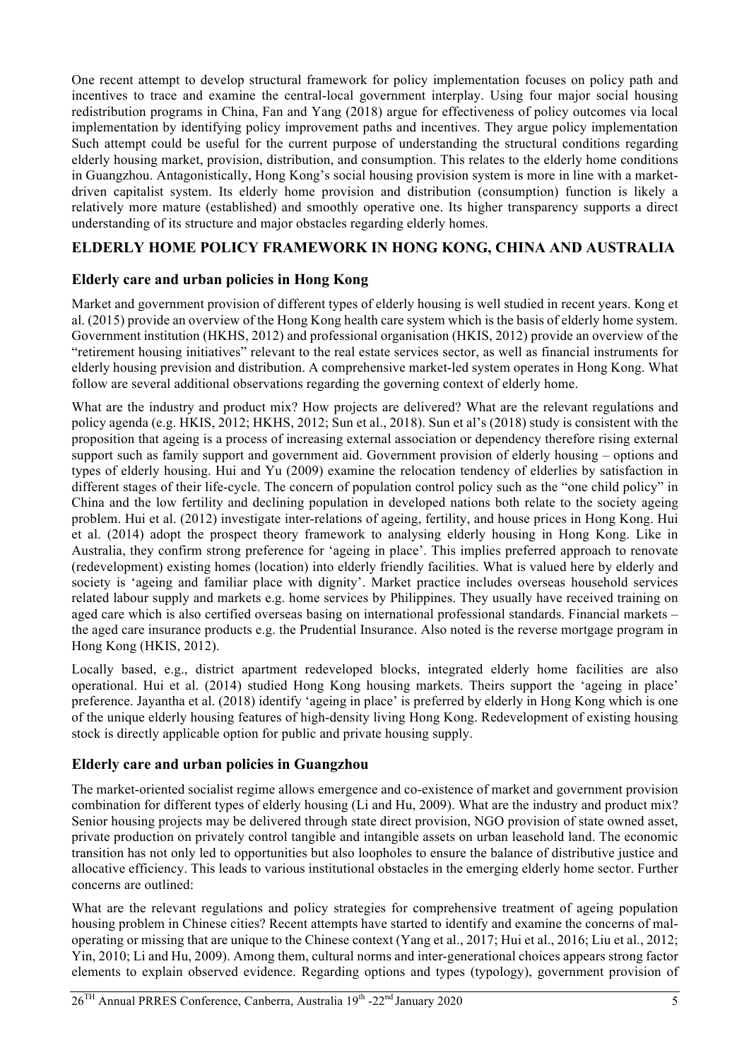One recent attempt to develop structural framework for policy implementation focuses on policy path and incentives to trace and examine the central-local government interplay. Using four major social housing redistribution programs in China, Fan and Yang (2018) argue for effectiveness of policy outcomes via local implementation by identifying policy improvement paths and incentives. They argue policy implementation Such attempt could be useful for the current purpose of understanding the structural conditions regarding elderly housing market, provision, distribution, and consumption. This relates to the elderly home conditions in Guangzhou. Antagonistically, Hong Kong's social housing provision system is more in line with a market-driven capitalist system. Its elderly home provision and distribution (consumption) function is likely a relatively more mature (established) and smoothly operative one. Its higher transparency supports a direct understanding of its structure and major obstacles regarding elderly homes.

## ELDERLY HOME POLICY FRAMEWORK IN HONG KONG, CHINA AND AUSTRALIA

### Elderly care and urban policies in Hong Kong

Market and government provision of different types of elderly housing is well studied in recent years. Kong et al. (2015) provide an overview of the Hong Kong health care system which is the basis of elderly home system. Government institution (HKHS, 2012) and professional organisation (HKIS, 2012) provide an overview of the "retirement housing initiatives" relevant to the real estate services sector, as well as financial instruments for elderly housing prevision and distribution. A comprehensive market-led system operates in Hong Kong. What follow are several additional observations regarding the governing context of elderly home.

What are the industry and product mix? How projects are delivered? What are the relevant regulations and policy agenda (e.g. HKIS, 2012; HKHS, 2012; Sun et al., 2018). Sun et al's (2018) study is consistent with the proposition that ageing is a process of increasing external association or dependency therefore rising external support such as family support and government aid. Government provision of elderly housing – options and types of elderly housing. Hui and Yu (2009) examine the relocation tendency of elderlies by satisfaction in different stages of their life-cycle. The concern of population control policy such as the "one child policy" in China and the low fertility and declining population in developed nations both relate to the society ageing problem. Hui et al. (2012) investigate inter-relations of ageing, fertility, and house prices in Hong Kong. Hui et al. (2014) adopt the prospect theory framework to analysing elderly housing in Hong Kong. Like in Australia, they confirm strong preference for 'ageing in place'. This implies preferred approach to renovate (redevelopment) existing homes (location) into elderly friendly facilities. What is valued here by elderly and society is 'ageing and familiar place with dignity'. Market practice includes overseas household services related labour supply and markets e.g. home services by Philippines. They usually have received training on aged care which is also certified overseas basing on international professional standards. Financial markets – the aged care insurance products e.g. the Prudential Insurance. Also noted is the reverse mortgage program in Hong Kong (HKIS, 2012).

Locally based, e.g., district apartment redeveloped blocks, integrated elderly home facilities are also operational. Hui et al. (2014) studied Hong Kong housing markets. Theirs support the 'ageing in place' preference. Jayantha et al. (2018) identify 'ageing in place' is preferred by elderly in Hong Kong which is one of the unique elderly housing features of high-density living Hong Kong. Redevelopment of existing housing stock is directly applicable option for public and private housing supply.

### Elderly care and urban policies in Guangzhou

The market-oriented socialist regime allows emergence and co-existence of market and government provision combination for different types of elderly housing (Li and Hu, 2009). What are the industry and product mix? Senior housing projects may be delivered through state direct provision, NGO provision of state owned asset, private production on privately control tangible and intangible assets on urban leasehold land. The economic transition has not only led to opportunities but also loopholes to ensure the balance of distributive justice and allocative efficiency. This leads to various institutional obstacles in the emerging elderly home sector. Further concerns are outlined:

What are the relevant regulations and policy strategies for comprehensive treatment of ageing population housing problem in Chinese cities? Recent attempts have started to identify and examine the concerns of mal-operating or missing that are unique to the Chinese context (Yang et al., 2017; Hui et al., 2016; Liu et al., 2012; Yin, 2010; Li and Hu, 2009). Among them, cultural norms and inter-generational choices appears strong factor elements to explain observed evidence. Regarding options and types (typology), government provision of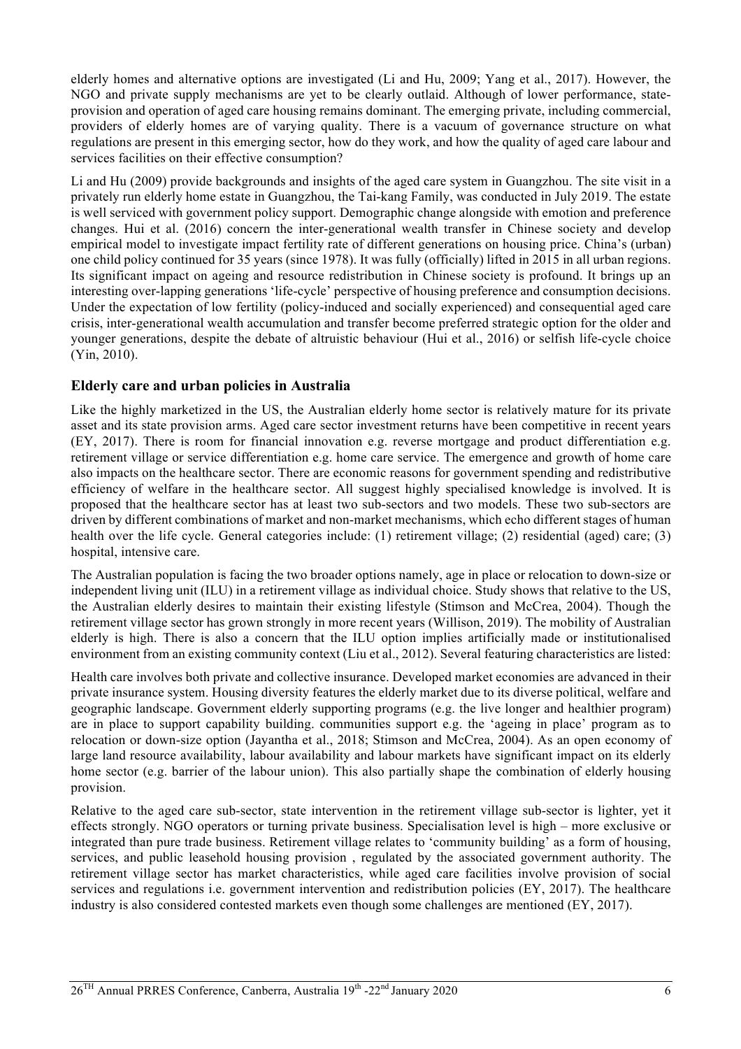elderly homes and alternative options are investigated (Li and Hu, 2009; Yang et al., 2017). However, the NGO and private supply mechanisms are yet to be clearly outlaid. Although of lower performance, state-provision and operation of aged care housing remains dominant. The emerging private, including commercial, providers of elderly homes are of varying quality. There is a vacuum of governance structure on what regulations are present in this emerging sector, how do they work, and how the quality of aged care labour and services facilities on their effective consumption?

Li and Hu (2009) provide backgrounds and insights of the aged care system in Guangzhou. The site visit in a privately run elderly home estate in Guangzhou, the Tai-kang Family, was conducted in July 2019. The estate is well serviced with government policy support. Demographic change alongside with emotion and preference changes. Hui et al. (2016) concern the inter-generational wealth transfer in Chinese society and develop empirical model to investigate impact fertility rate of different generations on housing price. China's (urban) one child policy continued for 35 years (since 1978). It was fully (officially) lifted in 2015 in all urban regions. Its significant impact on ageing and resource redistribution in Chinese society is profound. It brings up an interesting over-lapping generations 'life-cycle' perspective of housing preference and consumption decisions. Under the expectation of low fertility (policy-induced and socially experienced) and consequential aged care crisis, inter-generational wealth accumulation and transfer become preferred strategic option for the older and younger generations, despite the debate of altruistic behaviour (Hui et al., 2016) or selfish life-cycle choice (Yin, 2010).

## Elderly care and urban policies in Australia

Like the highly marketized in the US, the Australian elderly home sector is relatively mature for its private asset and its state provision arms. Aged care sector investment returns have been competitive in recent years (EY, 2017). There is room for financial innovation e.g. reverse mortgage and product differentiation e.g. retirement village or service differentiation e.g. home care service. The emergence and growth of home care also impacts on the healthcare sector. There are economic reasons for government spending and redistributive efficiency of welfare in the healthcare sector. All suggest highly specialised knowledge is involved. It is proposed that the healthcare sector has at least two sub-sectors and two models. These two sub-sectors are driven by different combinations of market and non-market mechanisms, which echo different stages of human health over the life cycle. General categories include: (1) retirement village; (2) residential (aged) care; (3) hospital, intensive care.

The Australian population is facing the two broader options namely, age in place or relocation to down-size or independent living unit (ILU) in a retirement village as individual choice. Study shows that relative to the US, the Australian elderly desires to maintain their existing lifestyle (Stimson and McCrea, 2004). Though the retirement village sector has grown strongly in more recent years (Willison, 2019). The mobility of Australian elderly is high. There is also a concern that the ILU option implies artificially made or institutionalised environment from an existing community context (Liu et al., 2012). Several featuring characteristics are listed:

Health care involves both private and collective insurance. Developed market economies are advanced in their private insurance system. Housing diversity features the elderly market due to its diverse political, welfare and geographic landscape. Government elderly supporting programs (e.g. the live longer and healthier program) are in place to support capability building. communities support e.g. the 'ageing in place' program as to relocation or down-size option (Jayantha et al., 2018; Stimson and McCrea, 2004). As an open economy of large land resource availability, labour availability and labour markets have significant impact on its elderly home sector (e.g. barrier of the labour union). This also partially shape the combination of elderly housing provision.

Relative to the aged care sub-sector, state intervention in the retirement village sub-sector is lighter, yet it effects strongly. NGO operators or turning private business. Specialisation level is high – more exclusive or integrated than pure trade business. Retirement village relates to 'community building' as a form of housing, services, and public leasehold housing provision , regulated by the associated government authority. The retirement village sector has market characteristics, while aged care facilities involve provision of social services and regulations i.e. government intervention and redistribution policies (EY, 2017). The healthcare industry is also considered contested markets even though some challenges are mentioned (EY, 2017).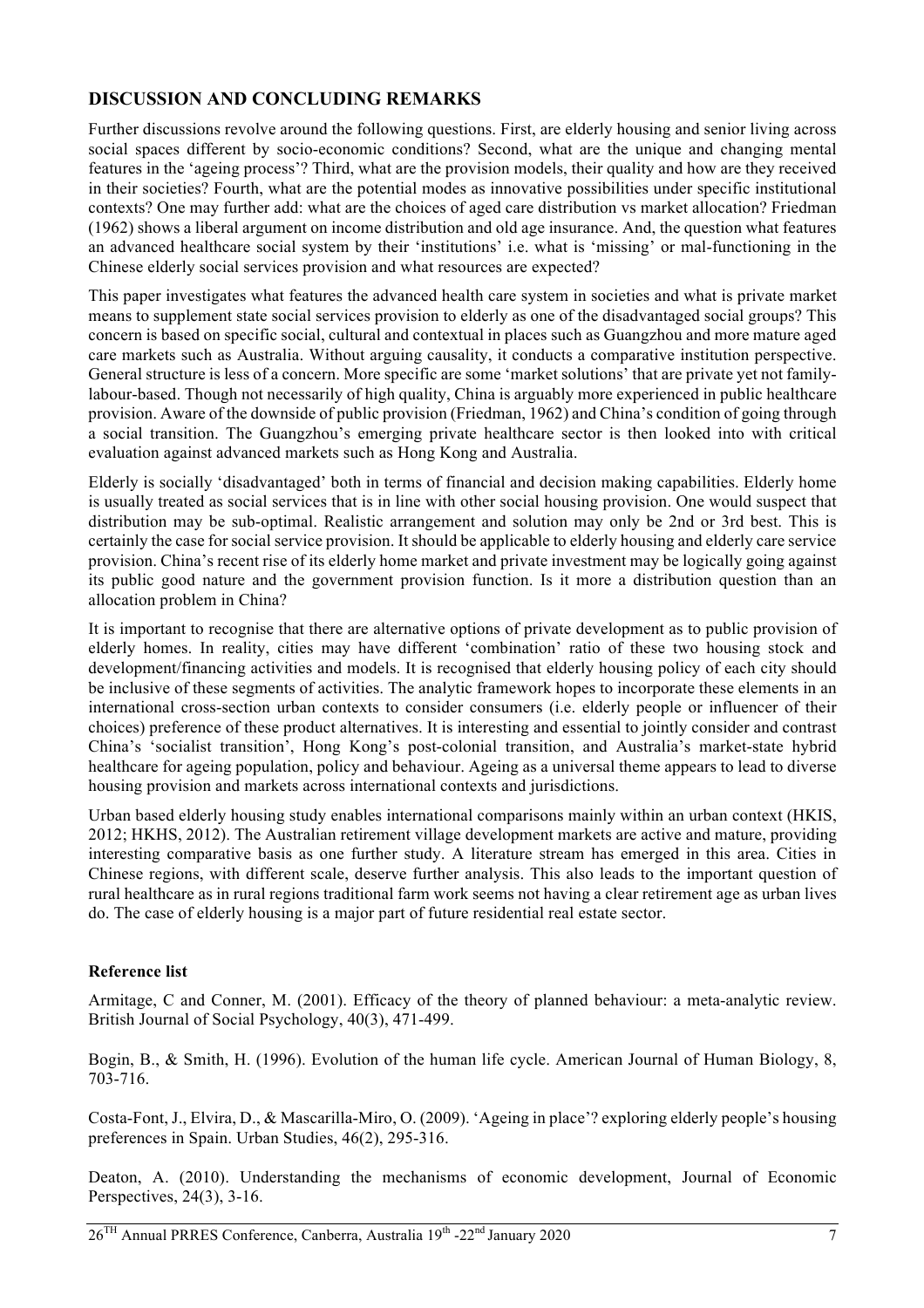## DISCUSSION AND CONCLUDING REMARKS

Further discussions revolve around the following questions. First, are elderly housing and senior living across social spaces different by socio-economic conditions? Second, what are the unique and changing mental features in the 'ageing process'? Third, what are the provision models, their quality and how are they received in their societies? Fourth, what are the potential modes as innovative possibilities under specific institutional contexts? One may further add: what are the choices of aged care distribution vs market allocation? Friedman (1962) shows a liberal argument on income distribution and old age insurance. And, the question what features an advanced healthcare social system by their 'institutions' i.e. what is 'missing' or mal-functioning in the Chinese elderly social services provision and what resources are expected?

This paper investigates what features the advanced health care system in societies and what is private market means to supplement state social services provision to elderly as one of the disadvantaged social groups? This concern is based on specific social, cultural and contextual in places such as Guangzhou and more mature aged care markets such as Australia. Without arguing causality, it conducts a comparative institution perspective. General structure is less of a concern. More specific are some 'market solutions' that are private yet not family-labour-based. Though not necessarily of high quality, China is arguably more experienced in public healthcare provision. Aware of the downside of public provision (Friedman, 1962) and China's condition of going through a social transition. The Guangzhou's emerging private healthcare sector is then looked into with critical evaluation against advanced markets such as Hong Kong and Australia.

Elderly is socially 'disadvantaged' both in terms of financial and decision making capabilities. Elderly home is usually treated as social services that is in line with other social housing provision. One would suspect that distribution may be sub-optimal. Realistic arrangement and solution may only be 2nd or 3rd best. This is certainly the case for social service provision. It should be applicable to elderly housing and elderly care service provision. China's recent rise of its elderly home market and private investment may be logically going against its public good nature and the government provision function. Is it more a distribution question than an allocation problem in China?

It is important to recognise that there are alternative options of private development as to public provision of elderly homes. In reality, cities may have different 'combination' ratio of these two housing stock and development/financing activities and models. It is recognised that elderly housing policy of each city should be inclusive of these segments of activities. The analytic framework hopes to incorporate these elements in an international cross-section urban contexts to consider consumers (i.e. elderly people or influencer of their choices) preference of these product alternatives. It is interesting and essential to jointly consider and contrast China's 'socialist transition', Hong Kong's post-colonial transition, and Australia's market-state hybrid healthcare for ageing population, policy and behaviour. Ageing as a universal theme appears to lead to diverse housing provision and markets across international contexts and jurisdictions.

Urban based elderly housing study enables international comparisons mainly within an urban context (HKIS, 2012; HKHS, 2012). The Australian retirement village development markets are active and mature, providing interesting comparative basis as one further study. A literature stream has emerged in this area. Cities in Chinese regions, with different scale, deserve further analysis. This also leads to the important question of rural healthcare as in rural regions traditional farm work seems not having a clear retirement age as urban lives do. The case of elderly housing is a major part of future residential real estate sector.

### Reference list

Armitage, C and Conner, M. (2001). Efficacy of the theory of planned behaviour: a meta-analytic review. British Journal of Social Psychology, 40(3), 471-499.

Bogin, B., & Smith, H. (1996). Evolution of the human life cycle. American Journal of Human Biology, 8, 703-716.

Costa-Font, J., Elvira, D., & Mascarilla-Miro, O. (2009). 'Ageing in place'? exploring elderly people's housing preferences in Spain. Urban Studies, 46(2), 295-316.

Deaton, A. (2010). Understanding the mechanisms of economic development, Journal of Economic Perspectives, 24(3), 3-16.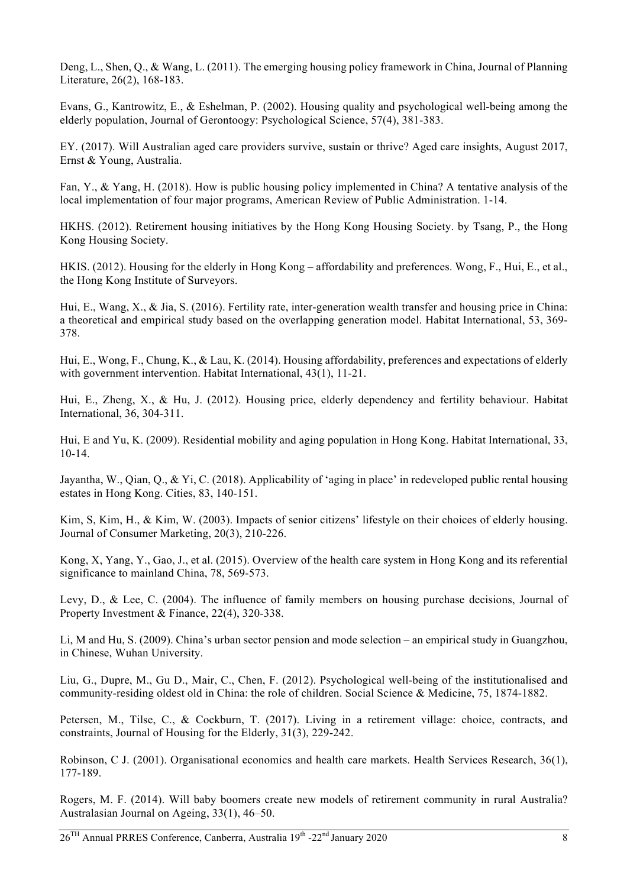Deng, L., Shen, Q., & Wang, L. (2011). The emerging housing policy framework in China, Journal of Planning Literature, 26(2), 168-183.

Evans, G., Kantrowitz, E., & Eshelman, P. (2002). Housing quality and psychological well-being among the elderly population, Journal of Gerontoogy: Psychological Science, 57(4), 381-383.

EY. (2017). Will Australian aged care providers survive, sustain or thrive? Aged care insights, August 2017, Ernst & Young, Australia.

Fan, Y., & Yang, H. (2018). How is public housing policy implemented in China? A tentative analysis of the local implementation of four major programs, American Review of Public Administration. 1-14.

HKHS. (2012). Retirement housing initiatives by the Hong Kong Housing Society. by Tsang, P., the Hong Kong Housing Society.

HKIS. (2012). Housing for the elderly in Hong Kong – affordability and preferences. Wong, F., Hui, E., et al., the Hong Kong Institute of Surveyors.

Hui, E., Wang, X., & Jia, S. (2016). Fertility rate, inter-generation wealth transfer and housing price in China: a theoretical and empirical study based on the overlapping generation model. Habitat International, 53, 369-378.

Hui, E., Wong, F., Chung, K., & Lau, K. (2014). Housing affordability, preferences and expectations of elderly with government intervention. Habitat International, 43(1), 11-21.

Hui, E., Zheng, X., & Hu, J. (2012). Housing price, elderly dependency and fertility behaviour. Habitat International, 36, 304-311.

Hui, E and Yu, K. (2009). Residential mobility and aging population in Hong Kong. Habitat International, 33, 10-14.

Jayantha, W., Qian, Q., & Yi, C. (2018). Applicability of 'aging in place' in redeveloped public rental housing estates in Hong Kong. Cities, 83, 140-151.

Kim, S, Kim, H., & Kim, W. (2003). Impacts of senior citizens' lifestyle on their choices of elderly housing. Journal of Consumer Marketing, 20(3), 210-226.

Kong, X, Yang, Y., Gao, J., et al. (2015). Overview of the health care system in Hong Kong and its referential significance to mainland China, 78, 569-573.

Levy, D., & Lee, C. (2004). The influence of family members on housing purchase decisions, Journal of Property Investment & Finance, 22(4), 320-338.

Li, M and Hu, S. (2009). China's urban sector pension and mode selection – an empirical study in Guangzhou, in Chinese, Wuhan University.

Liu, G., Dupre, M., Gu D., Mair, C., Chen, F. (2012). Psychological well-being of the institutionalised and community-residing oldest old in China: the role of children. Social Science & Medicine, 75, 1874-1882.

Petersen, M., Tilse, C., & Cockburn, T. (2017). Living in a retirement village: choice, contracts, and constraints, Journal of Housing for the Elderly, 31(3), 229-242.

Robinson, C J. (2001). Organisational economics and health care markets. Health Services Research, 36(1), 177-189.

Rogers, M. F. (2014). Will baby boomers create new models of retirement community in rural Australia? Australasian Journal on Ageing, 33(1), 46–50.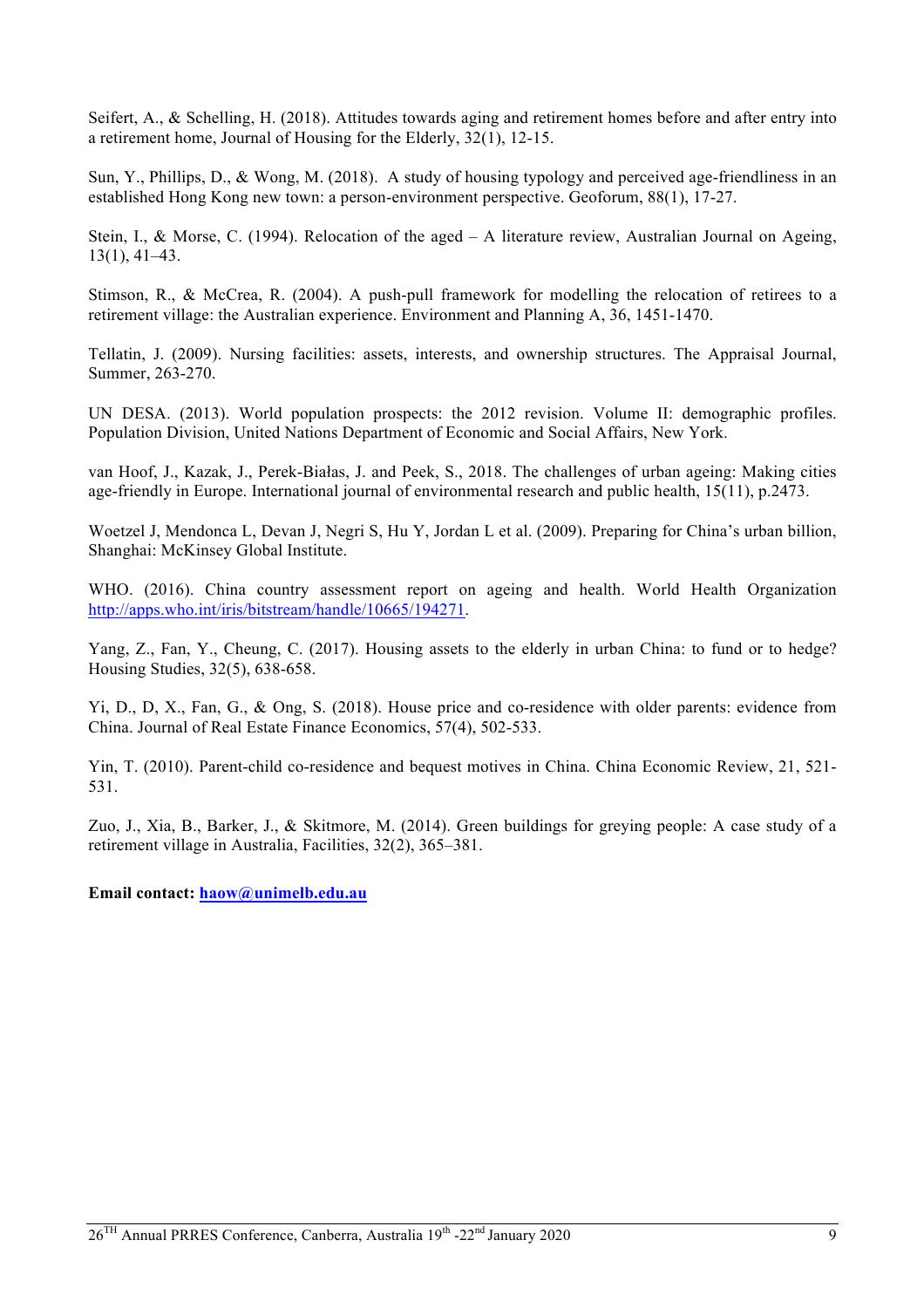Seifert, A., & Schelling, H. (2018). Attitudes towards aging and retirement homes before and after entry into a retirement home, Journal of Housing for the Elderly, 32(1), 12-15.

Sun, Y., Phillips, D., & Wong, M. (2018). A study of housing typology and perceived age-friendliness in an established Hong Kong new town: a person-environment perspective. Geoforum, 88(1), 17-27.

Stein, I., & Morse, C. (1994). Relocation of the aged – A literature review, Australian Journal on Ageing, 13(1), 41–43.

Stimson, R., & McCrea, R. (2004). A push-pull framework for modelling the relocation of retirees to a retirement village: the Australian experience. Environment and Planning A, 36, 1451-1470.

Tellatin, J. (2009). Nursing facilities: assets, interests, and ownership structures. The Appraisal Journal, Summer, 263-270.

UN DESA. (2013). World population prospects: the 2012 revision. Volume II: demographic profiles. Population Division, United Nations Department of Economic and Social Affairs, New York.

van Hoof, J., Kazak, J., Perek-Białas, J. and Peek, S., 2018. The challenges of urban ageing: Making cities age-friendly in Europe. International journal of environmental research and public health, 15(11), p.2473.

Woetzel J, Mendonca L, Devan J, Negri S, Hu Y, Jordan L et al. (2009). Preparing for China's urban billion, Shanghai: McKinsey Global Institute.

WHO. (2016). China country assessment report on ageing and health. World Health Organization http://apps.who.int/iris/bitstream/handle/10665/194271.

Yang, Z., Fan, Y., Cheung, C. (2017). Housing assets to the elderly in urban China: to fund or to hedge? Housing Studies, 32(5), 638-658.

Yi, D., D, X., Fan, G., & Ong, S. (2018). House price and co-residence with older parents: evidence from China. Journal of Real Estate Finance Economics, 57(4), 502-533.

Yin, T. (2010). Parent-child co-residence and bequest motives in China. China Economic Review, 21, 521-531.

Zuo, J., Xia, B., Barker, J., & Skitmore, M. (2014). Green buildings for greying people: A case study of a retirement village in Australia, Facilities, 32(2), 365–381.

**Email contact: haow@unimelb.edu.au**